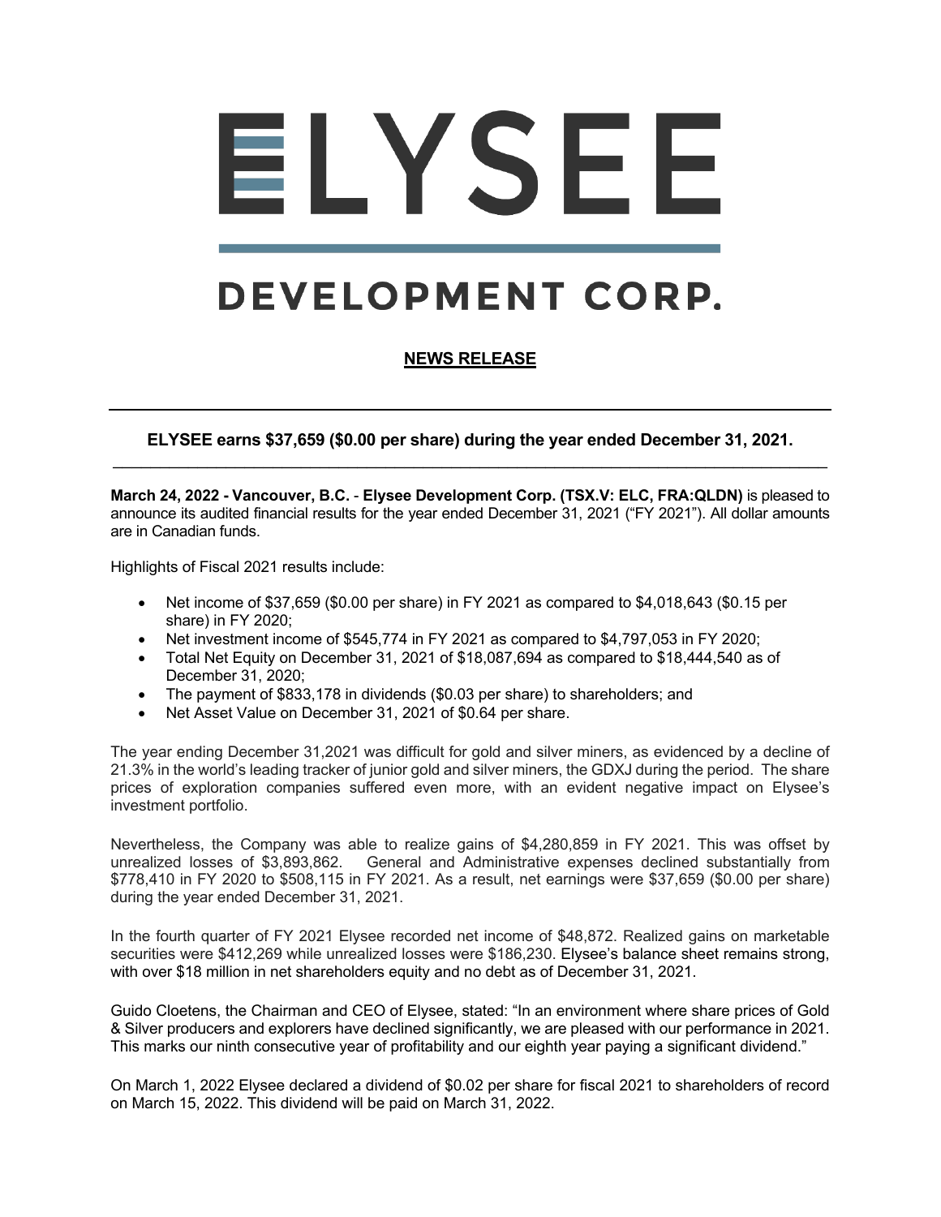# ELYSEE

# DEVELOPMENT CORP.

## NEWS RELEASE

### ELYSEE earns $37,659 ($0.00 per share) during the year ended December 31, 2021.

**March 24, 2022 - Vancouver, B.C.** - **Elysee Development Corp. (TSX.V: ELC, FRA:QLDN)** is pleased to announce its audited financial results for the year ended December 31, 2021 ("FY 2021"). All dollar amounts are in Canadian funds.

Highlights of Fiscal 2021 results include:

- Net income of $37,659 ($0.00 per share) in FY 2021 as compared to $4,018,643 ($0.15 per share) in FY 2020;
- Net investment income of $545,774 in FY 2021 as compared to $4,797,053 in FY 2020;
- Total Net Equity on December 31, 2021 of $18,087,694 as compared to $18,444,540 as of December 31, 2020;
- The payment of $833,178 in dividends ($0.03 per share) to shareholders; and
- Net Asset Value on December 31, 2021 of $0.64 per share.

The year ending December 31,2021 was difficult for gold and silver miners, as evidenced by a decline of 21.3% in the world's leading tracker of junior gold and silver miners, the GDXJ during the period. The share prices of exploration companies suffered even more, with an evident negative impact on Elysee's investment portfolio.

Nevertheless, the Company was able to realize gains of $4,280,859 in FY 2021. This was offset by unrealized losses of $3,893,862. General and Administrative expenses declined substantially from $778,410 in FY 2020 to $508,115 in FY 2021. As a result, net earnings were $37,659 ($0.00 per share) during the year ended December 31, 2021.

In the fourth quarter of FY 2021 Elysee recorded net income of $48,872. Realized gains on marketable securities were $412,269 while unrealized losses were $186,230. Elysee's balance sheet remains strong, with over $18 million in net shareholders equity and no debt as of December 31, 2021.

Guido Cloetens, the Chairman and CEO of Elysee, stated: "In an environment where share prices of Gold & Silver producers and explorers have declined significantly, we are pleased with our performance in 2021. This marks our ninth consecutive year of profitability and our eighth year paying a significant dividend."

On March 1, 2022 Elysee declared a dividend of $0.02 per share for fiscal 2021 to shareholders of record on March 15, 2022. This dividend will be paid on March 31, 2022.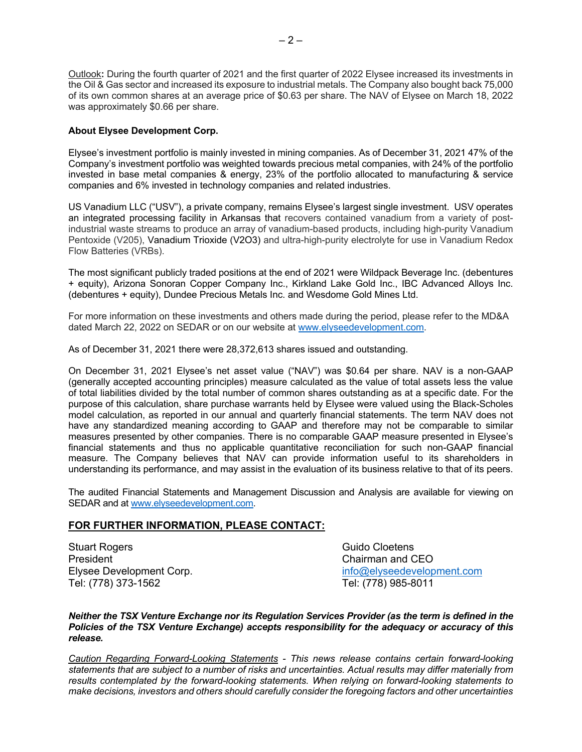Outlook**:** During the fourth quarter of 2021 and the first quarter of 2022 Elysee increased its investments in the Oil & Gas sector and increased its exposure to industrial metals. The Company also bought back 75,000 of its own common shares at an average price of $0.63 per share. The NAV of Elysee on March 18, 2022 was approximately $0.66 per share.

**About Elysee Development Corp.**

Elysee's investment portfolio is mainly invested in mining companies. As of December 31, 2021 47% of the Company's investment portfolio was weighted towards precious metal companies, with 24% of the portfolio invested in base metal companies & energy, 23% of the portfolio allocated to manufacturing & service companies and 6% invested in technology companies and related industries.

US Vanadium LLC ("USV"), a private company, remains Elysee's largest single investment. USV operates an integrated processing facility in Arkansas that recovers contained vanadium from a variety of post-industrial waste streams to produce an array of vanadium-based products, including high-purity Vanadium Pentoxide (V205), Vanadium Trioxide (V2O3) and ultra-high-purity electrolyte for use in Vanadium Redox Flow Batteries (VRBs).

The most significant publicly traded positions at the end of 2021 were Wildpack Beverage Inc. (debentures + equity), Arizona Sonoran Copper Company Inc., Kirkland Lake Gold Inc., IBC Advanced Alloys Inc. (debentures + equity), Dundee Precious Metals Inc. and Wesdome Gold Mines Ltd.

For more information on these investments and others made during the period, please refer to the MD&A dated March 22, 2022 on SEDAR or on our website at www.elyseedevelopment.com.

As of December 31, 2021 there were 28,372,613 shares issued and outstanding.

On December 31, 2021 Elysee's net asset value ("NAV") was $0.64 per share. NAV is a non-GAAP (generally accepted accounting principles) measure calculated as the value of total assets less the value of total liabilities divided by the total number of common shares outstanding as at a specific date. For the purpose of this calculation, share purchase warrants held by Elysee were valued using the Black-Scholes model calculation, as reported in our annual and quarterly financial statements. The term NAV does not have any standardized meaning according to GAAP and therefore may not be comparable to similar measures presented by other companies. There is no comparable GAAP measure presented in Elysee's financial statements and thus no applicable quantitative reconciliation for such non-GAAP financial measure. The Company believes that NAV can provide information useful to its shareholders in understanding its performance, and may assist in the evaluation of its business relative to that of its peers.

The audited Financial Statements and Management Discussion and Analysis are available for viewing on SEDAR and at www.elyseedevelopment.com.

## FOR FURTHER INFORMATION, PLEASE CONTACT:

Stuart Rogers
President
Elysee Development Corp.
Tel: (778) 373-1562

Guido Cloetens
Chairman and CEO
info@elyseedevelopment.com
Tel: (778) 985-8011

***Neither the TSX Venture Exchange nor its Regulation Services Provider (as the term is defined in the Policies of the TSX Venture Exchange) accepts responsibility for the adequacy or accuracy of this release.***

*Caution Regarding Forward-Looking Statements - This news release contains certain forward-looking statements that are subject to a number of risks and uncertainties. Actual results may differ materially from results contemplated by the forward-looking statements. When relying on forward-looking statements to make decisions, investors and others should carefully consider the foregoing factors and other uncertainties*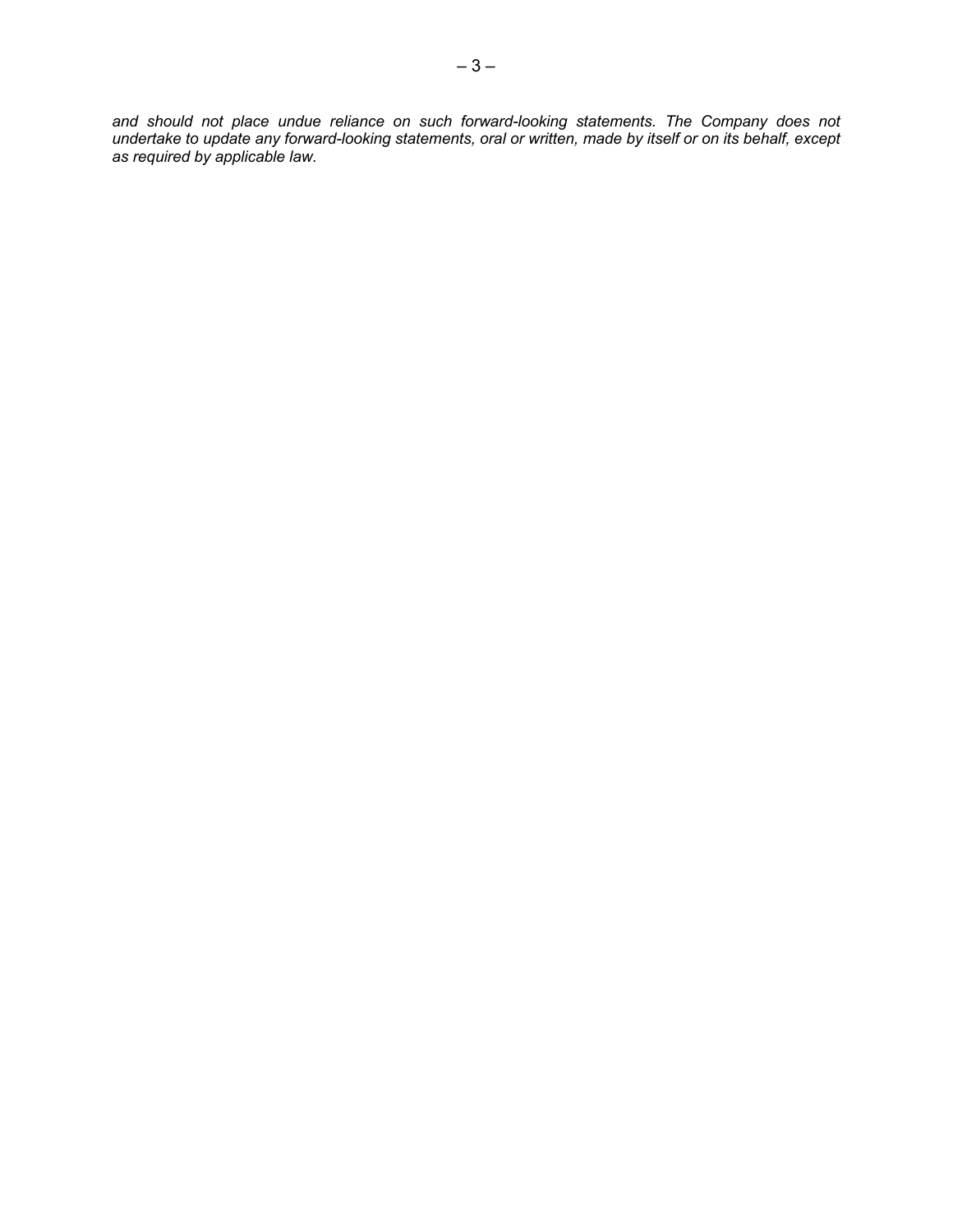*and should not place undue reliance on such forward-looking statements. The Company does not undertake to update any forward-looking statements, oral or written, made by itself or on its behalf, except as required by applicable law.*